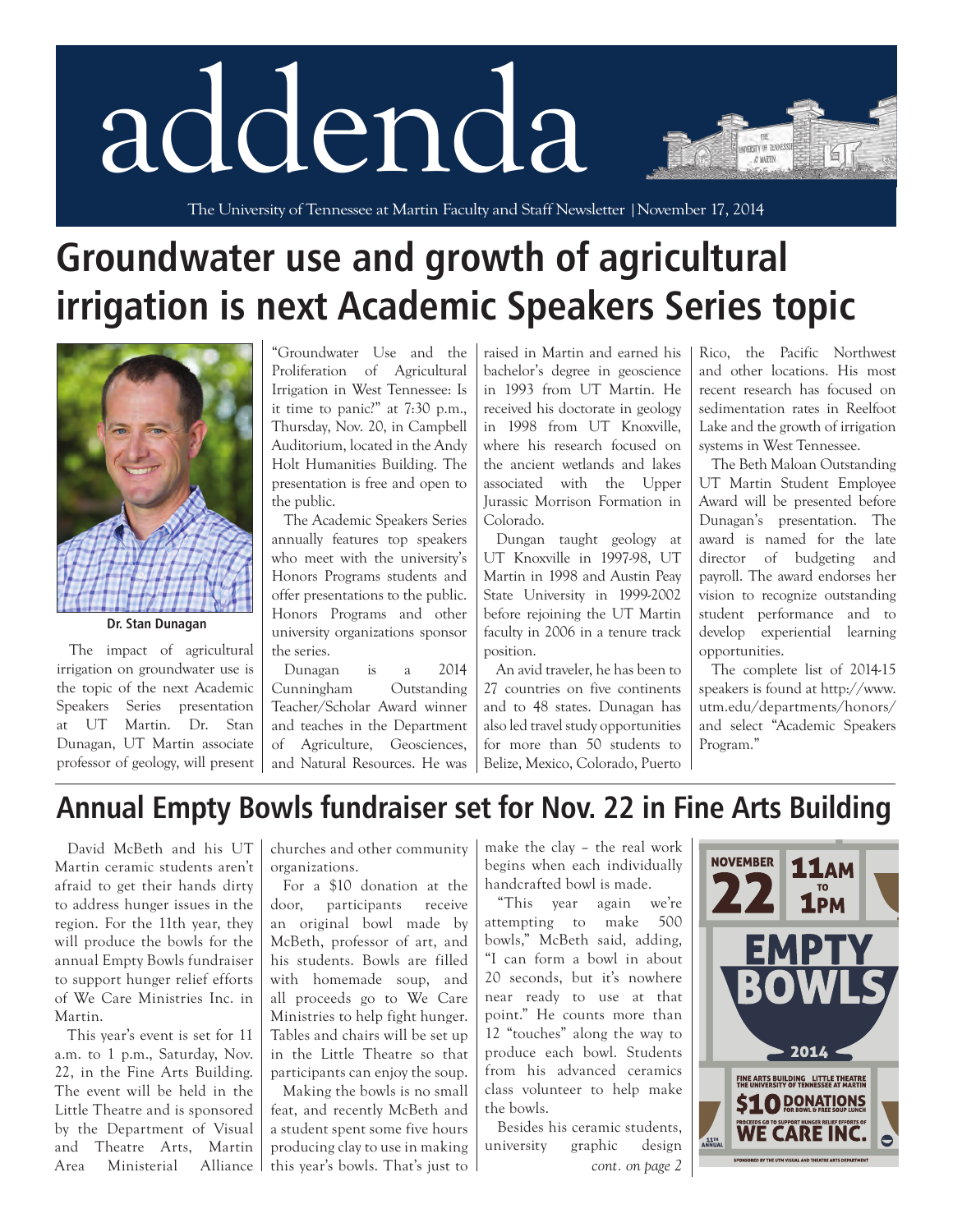# addenda

The University of Tennessee at Martin Faculty and Staff Newsletter | November 17, 2014

## Groundwater use and growth of agricultural irrigation is next Academic Speakers Series topic

Dr. Stan Dunagan

The impact of agricultural irrigation on groundwater use is the topic of the next Academic Speakers Series presentation at UT Martin. Dr. Stan Dunagan, UT Martin associate professor of geology, will present "Groundwater Use and the Proliferation of Agricultural Irrigation in West Tennessee: Is it time to panic?" at 7:30 p.m., Thursday, Nov. 20, in Campbell Auditorium, located in the Andy Holt Humanities Building. The presentation is free and open to the public.

The Academic Speakers Series annually features top speakers who meet with the university's Honors Programs students and offer presentations to the public. Honors Programs and other university organizations sponsor the series.

Dunagan is a 2014 Cunningham Outstanding Teacher/Scholar Award winner and teaches in the Department of Agriculture, Geosciences, and Natural Resources. He was raised in Martin and earned his bachelor's degree in geoscience in 1993 from UT Martin. He received his doctorate in geology in 1998 from UT Knoxville, where his research focused on the ancient wetlands and lakes associated with the Upper Jurassic Morrison Formation in Colorado.

Dungan taught geology at UT Knoxville in 1997-98, UT Martin in 1998 and Austin Peay State University in 1999-2002 before rejoining the UT Martin faculty in 2006 in a tenure track position.

An avid traveler, he has been to 27 countries on five continents and to 48 states. Dunagan has also led travel study opportunities for more than 50 students to Belize, Mexico, Colorado, Puerto Rico, the Pacific Northwest and other locations. His most recent research has focused on sedimentation rates in Reelfoot Lake and the growth of irrigation systems in West Tennessee.

The Beth Maloan Outstanding UT Martin Student Employee Award will be presented before Dunagan's presentation. The award is named for the late director of budgeting and payroll. The award endorses her vision to recognize outstanding student performance and to develop experiential learning opportunities.

The complete list of 2014-15 speakers is found at http://www.utm.edu/departments/honors/ and select "Academic Speakers Program."

## Annual Empty Bowls fundraiser set for Nov. 22 in Fine Arts Building

David McBeth and his UT Martin ceramic students aren't afraid to get their hands dirty to address hunger issues in the region. For the 11th year, they will produce the bowls for the annual Empty Bowls fundraiser to support hunger relief efforts of We Care Ministries Inc. in Martin.

This year's event is set for 11 a.m. to 1 p.m., Saturday, Nov. 22, in the Fine Arts Building. The event will be held in the Little Theatre and is sponsored by the Department of Visual and Theatre Arts, Martin Area Ministerial Alliance churches and other community organizations.

For a $10 donation at the door, participants receive an original bowl made by McBeth, professor of art, and his students. Bowls are filled with homemade soup, and all proceeds go to We Care Ministries to help fight hunger. Tables and chairs will be set up in the Little Theatre so that participants can enjoy the soup.

Making the bowls is no small feat, and recently McBeth and a student spent some five hours producing clay to use in making this year's bowls. That's just to make the clay – the real work begins when each individually handcrafted bowl is made.

"This year again we're attempting to make 500 bowls," McBeth said, adding, "I can form a bowl in about 20 seconds, but it's nowhere near ready to use at that point." He counts more than 12 "touches" along the way to produce each bowl. Students from his advanced ceramics class volunteer to help make the bowls.

Besides his ceramic students, university graphic design

*cont. on page 2*

NOVEMBER 22 | 11AM TO 1PM

EMPTY BOWLS 2014

FINE ARTS BUILDING LITTLE THEATRE
THE UNIVERSITY OF TENNESSEE AT MARTIN

$10 DONATIONS FOR BOWL & FREE SOUP LUNCH

PROCEEDS GO TO SUPPORT HUNGER RELIEF EFFORTS OF WE CARE INC.

11TH ANNUAL

SPONSORED BY THE UTM VISUAL AND THEATRE ARTS DEPARTMENT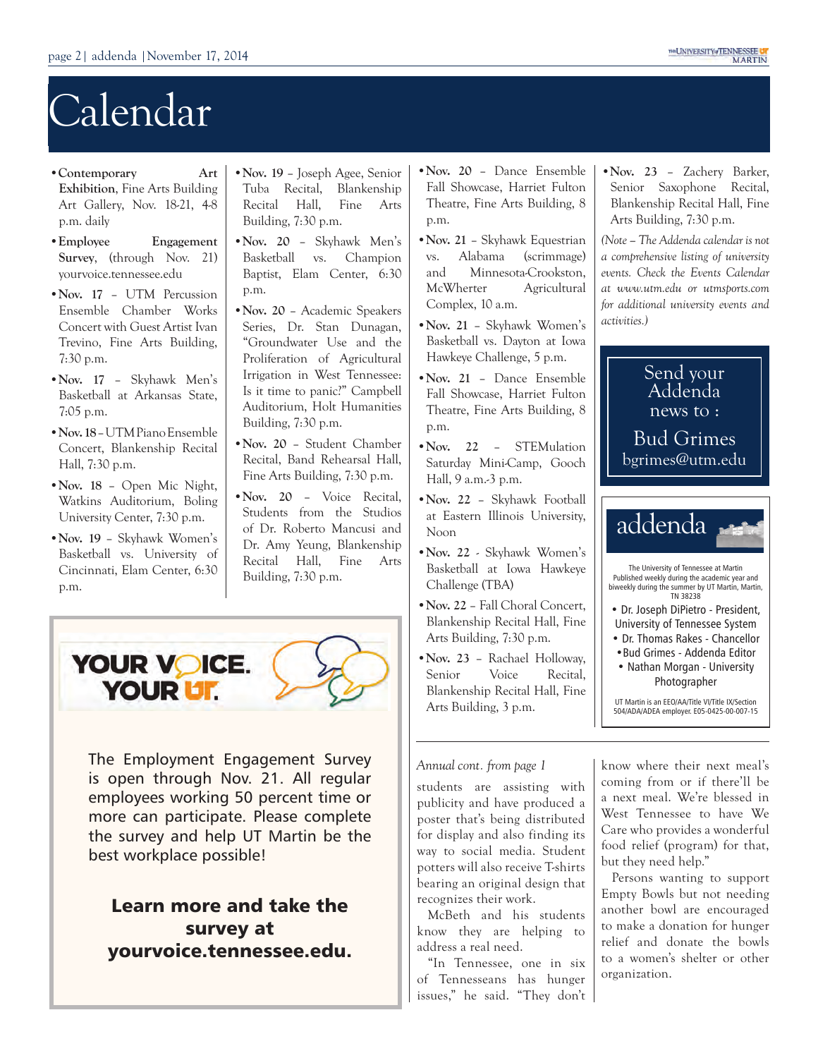# Calendar

- **Contemporary Art Exhibition**, Fine Arts Building Art Gallery, Nov. 18-21, 4-8 p.m. daily
- **Employee Engagement Survey**, (through Nov. 21) yourvoice.tennessee.edu
- **Nov. 17** – UTM Percussion Ensemble Chamber Works Concert with Guest Artist Ivan Trevino, Fine Arts Building, 7:30 p.m.
- **Nov. 17** – Skyhawk Men's Basketball at Arkansas State, 7:05 p.m.
- **Nov. 18** – UTM Piano Ensemble Concert, Blankenship Recital Hall, 7:30 p.m.
- **Nov. 18** – Open Mic Night, Watkins Auditorium, Boling University Center, 7:30 p.m.
- **Nov. 19** – Skyhawk Women's Basketball vs. University of Cincinnati, Elam Center, 6:30 p.m.
- **Nov. 19** – Joseph Agee, Senior Tuba Recital, Blankenship Recital Hall, Fine Arts Building, 7:30 p.m.
- **Nov. 20** – Skyhawk Men's Basketball vs. Champion Baptist, Elam Center, 6:30 p.m.
- **Nov. 20** – Academic Speakers Series, Dr. Stan Dunagan, "Groundwater Use and the Proliferation of Agricultural Irrigation in West Tennessee: Is it time to panic?" Campbell Auditorium, Holt Humanities Building, 7:30 p.m.
- **Nov. 20** – Student Chamber Recital, Band Rehearsal Hall, Fine Arts Building, 7:30 p.m.
- **Nov. 20** – Voice Recital, Students from the Studios of Dr. Roberto Mancusi and Dr. Amy Yeung, Blankenship Recital Hall, Fine Arts Building, 7:30 p.m.
- **Nov. 20** – Dance Ensemble Fall Showcase, Harriet Fulton Theatre, Fine Arts Building, 8 p.m.
- **Nov. 21** – Skyhawk Equestrian vs. Alabama (scrimmage) and Minnesota-Crookston, McWherter Agricultural Complex, 10 a.m.
- **Nov. 21** – Skyhawk Women's Basketball vs. Dayton at Iowa Hawkeye Challenge, 5 p.m.
- **Nov. 21** – Dance Ensemble Fall Showcase, Harriet Fulton Theatre, Fine Arts Building, 8 p.m.
- **Nov. 22** – STEMulation Saturday Mini-Camp, Gooch Hall, 9 a.m.-3 p.m.
- **Nov. 22** – Skyhawk Football at Eastern Illinois University, Noon
- **Nov. 22** - Skyhawk Women's Basketball at Iowa Hawkeye Challenge (TBA)
- **Nov. 22** – Fall Choral Concert, Blankenship Recital Hall, Fine Arts Building, 7:30 p.m.
- **Nov. 23** – Rachael Holloway, Senior Voice Recital, Blankenship Recital Hall, Fine Arts Building, 3 p.m.
- **Nov. 23** – Zachery Barker, Senior Saxophone Recital, Blankenship Recital Hall, Fine Arts Building, 7:30 p.m.

*(Note – The Addenda calendar is not a comprehensive listing of university events. Check the Events Calendar at www.utm.edu or utmsports.com for additional university events and activities.)*

Send your Addenda news to :

Bud Grimes
bgrimes@utm.edu

**YOUR VOICE. YOUR UT.**

The Employment Engagement Survey is open through Nov. 21. All regular employees working 50 percent time or more can participate. Please complete the survey and help UT Martin be the best workplace possible!

**Learn more and take the survey at yourvoice.tennessee.edu.**

*Annual cont. from page 1*

students are assisting with publicity and have produced a poster that's being distributed for display and also finding its way to social media. Student potters will also receive T-shirts bearing an original design that recognizes their work.

McBeth and his students know they are helping to address a real need.

"In Tennessee, one in six of Tennesseans has hunger issues," he said. "They don't know where their next meal's coming from or if there'll be a next meal. We're blessed in West Tennessee to have We Care who provides a wonderful food relief (program) for that, but they need help."

Persons wanting to support Empty Bowls but not needing another bowl are encouraged to make a donation for hunger relief and donate the bowls to a women's shelter or other organization.

## addenda

The University of Tennessee at Martin
Published weekly during the academic year and biweekly during the summer by UT Martin, Martin, TN 38238

- Dr. Joseph DiPietro - President, University of Tennessee System
- Dr. Thomas Rakes - Chancellor
- Bud Grimes - Addenda Editor
- Nathan Morgan - University Photographer

UT Martin is an EEO/AA/Title VI/Title IX/Section 504/ADA/ADEA employer. E05-0425-00-007-15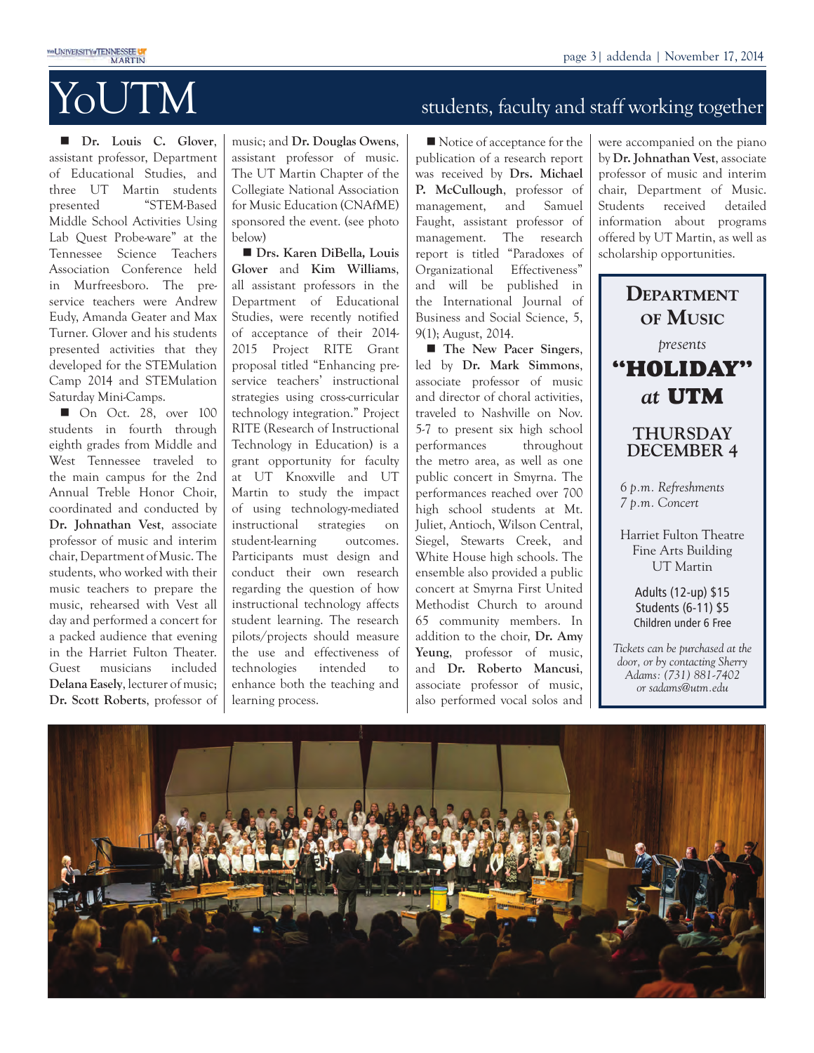# YoUTM

## students, faculty and staff working together

■ **Dr. Louis C. Glover**, assistant professor, Department of Educational Studies, and three UT Martin students presented "STEM-Based Middle School Activities Using Lab Quest Probe-ware" at the Tennessee Science Teachers Association Conference held in Murfreesboro. The pre-service teachers were Andrew Eudy, Amanda Geater and Max Turner. Glover and his students presented activities that they developed for the STEMulation Camp 2014 and STEMulation Saturday Mini-Camps.

■ On Oct. 28, over 100 students in fourth through eighth grades from Middle and West Tennessee traveled to the main campus for the 2nd Annual Treble Honor Choir, coordinated and conducted by **Dr. Johnathan Vest**, associate professor of music and interim chair, Department of Music. The students, who worked with their music teachers to prepare the music, rehearsed with Vest all day and performed a concert for a packed audience that evening in the Harriet Fulton Theater. Guest musicians included **Delana Easely**, lecturer of music; **Dr. Scott Roberts**, professor of music; and **Dr. Douglas Owens**, assistant professor of music. The UT Martin Chapter of the Collegiate National Association for Music Education (CNAfME) sponsored the event. (see photo below)

■ **Drs. Karen DiBella, Louis Glover** and **Kim Williams**, all assistant professors in the Department of Educational Studies, were recently notified of acceptance of their 2014-2015 Project RITE Grant proposal titled "Enhancing pre-service teachers' instructional strategies using cross-curricular technology integration." Project RITE (Research of Instructional Technology in Education) is a grant opportunity for faculty at UT Knoxville and UT Martin to study the impact of using technology-mediated instructional strategies on student-learning outcomes. Participants must design and conduct their own research regarding the question of how instructional technology affects student learning. The research pilots/projects should measure the use and effectiveness of technologies intended to enhance both the teaching and learning process.

■ Notice of acceptance for the publication of a research report was received by **Drs. Michael P. McCullough**, professor of management, and Samuel Faught, assistant professor of management. The research report is titled "Paradoxes of Organizational Effectiveness" and will be published in the International Journal of Business and Social Science, 5, 9(1); August, 2014.

■ **The New Pacer Singers**, led by **Dr. Mark Simmons**, associate professor of music and director of choral activities, traveled to Nashville on Nov. 5-7 to present six high school performances throughout the metro area, as well as one public concert in Smyrna. The performances reached over 700 high school students at Mt. Juliet, Antioch, Wilson Central, Siegel, Stewarts Creek, and White House high schools. The ensemble also provided a public concert at Smyrna First United Methodist Church to around 65 community members. In addition to the choir, **Dr. Amy Yeung**, professor of music, and **Dr. Roberto Mancusi**, associate professor of music, also performed vocal solos and were accompanied on the piano by **Dr. Johnathan Vest**, associate professor of music and interim chair, Department of Music. Students received detailed information about programs offered by UT Martin, as well as scholarship opportunities.

---

**DEPARTMENT OF MUSIC**

*presents*

**"HOLIDAY" *at* UTM**

**THURSDAY DECEMBER 4**

*6 p.m. Refreshments*
*7 p.m. Concert*

Harriet Fulton Theatre
Fine Arts Building
UT Martin

Adults (12-up) $15
Students (6-11) $5
Children under 6 Free

*Tickets can be purchased at the door, or by contacting Sherry Adams: (731) 881-7402 or sadams@utm.edu*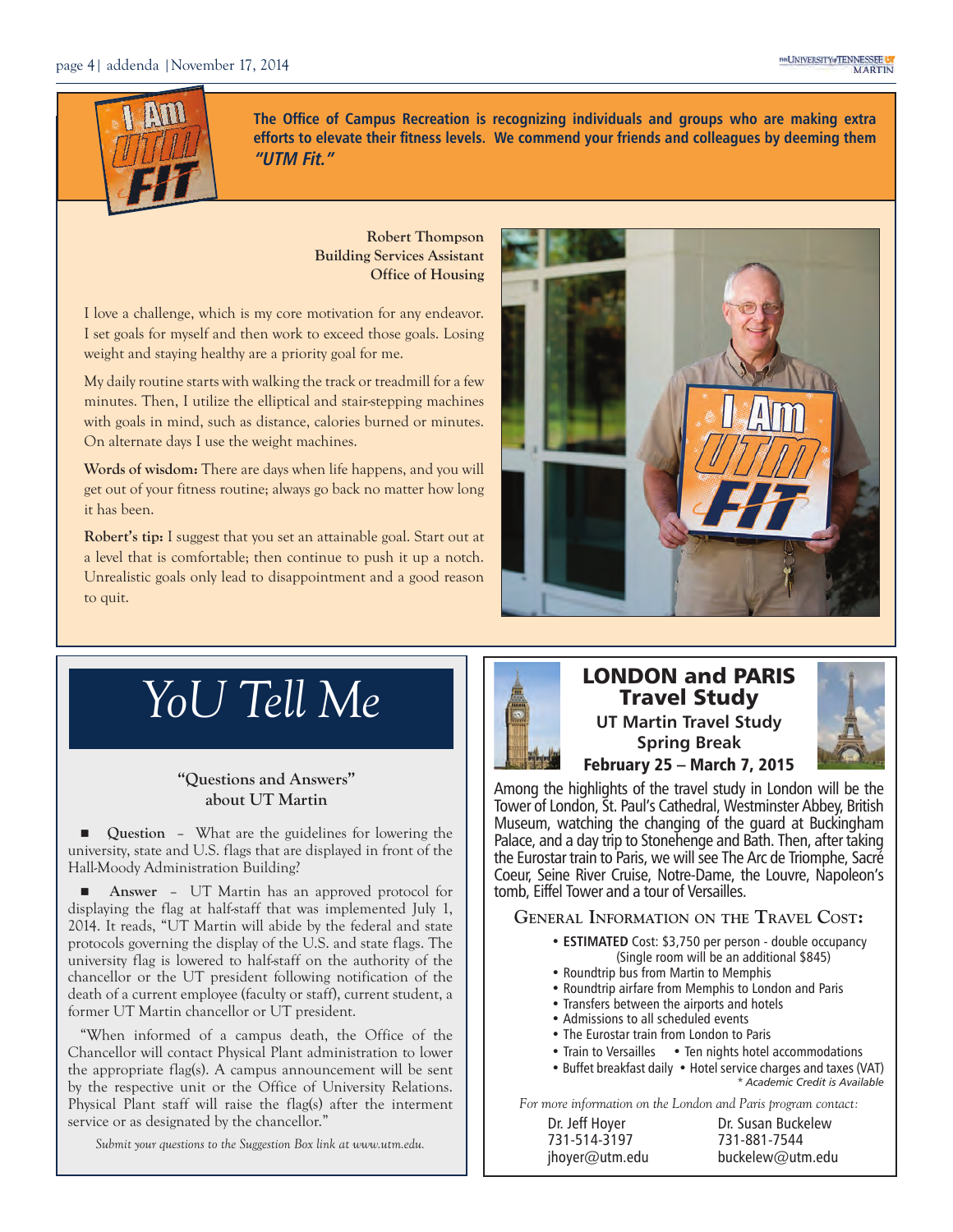The Office of Campus Recreation is recognizing individuals and groups who are making extra efforts to elevate their fitness levels. We commend your friends and colleagues by deeming them ***"UTM Fit."***

**Robert Thompson**
**Building Services Assistant**
**Office of Housing**

I love a challenge, which is my core motivation for any endeavor. I set goals for myself and then work to exceed those goals. Losing weight and staying healthy are a priority goal for me.

My daily routine starts with walking the track or treadmill for a few minutes. Then, I utilize the elliptical and stair-stepping machines with goals in mind, such as distance, calories burned or minutes. On alternate days I use the weight machines.

**Words of wisdom:** There are days when life happens, and you will get out of your fitness routine; always go back no matter how long it has been.

**Robert's tip:** I suggest that you set an attainable goal. Start out at a level that is comfortable; then continue to push it up a notch. Unrealistic goals only lead to disappointment and a good reason to quit.

# *YoU Tell Me*

**"Questions and Answers" about UT Martin**

- **Question** – What are the guidelines for lowering the university, state and U.S. flags that are displayed in front of the Hall-Moody Administration Building?

- **Answer** – UT Martin has an approved protocol for displaying the flag at half-staff that was implemented July 1, 2014. It reads, "UT Martin will abide by the federal and state protocols governing the display of the U.S. and state flags. The university flag is lowered to half-staff on the authority of the chancellor or the UT president following notification of the death of a current employee (faculty or staff), current student, a former UT Martin chancellor or UT president.

"When informed of a campus death, the Office of the Chancellor will contact Physical Plant administration to lower the appropriate flag(s). A campus announcement will be sent by the respective unit or the Office of University Relations. Physical Plant staff will raise the flag(s) after the interment service or as designated by the chancellor."

*Submit your questions to the Suggestion Box link at www.utm.edu.*

# LONDON and PARIS Travel Study

**UT Martin Travel Study**
**Spring Break**
**February 25 – March 7, 2015**

Among the highlights of the travel study in London will be the Tower of London, St. Paul's Cathedral, Westminster Abbey, British Museum, watching the changing of the guard at Buckingham Palace, and a day trip to Stonehenge and Bath. Then, after taking the Eurostar train to Paris, we will see The Arc de Triomphe, Sacré Coeur, Seine River Cruise, Notre-Dame, the Louvre, Napoleon's tomb, Eiffel Tower and a tour of Versailles.

## General Information on the Travel Cost:

- **ESTIMATED** Cost: $3,750 per person - double occupancy (Single room will be an additional $845)
- Roundtrip bus from Martin to Memphis
- Roundtrip airfare from Memphis to London and Paris
- Transfers between the airports and hotels
- Admissions to all scheduled events
- The Eurostar train from London to Paris
- Train to Versailles
- Ten nights hotel accommodations
- Buffet breakfast daily
- Hotel service charges and taxes (VAT)

*\* Academic Credit is Available*

*For more information on the London and Paris program contact:*

Dr. Jeff Hoyer
731-514-3197
jhoyer@utm.edu

Dr. Susan Buckelew
731-881-7544
buckelew@utm.edu